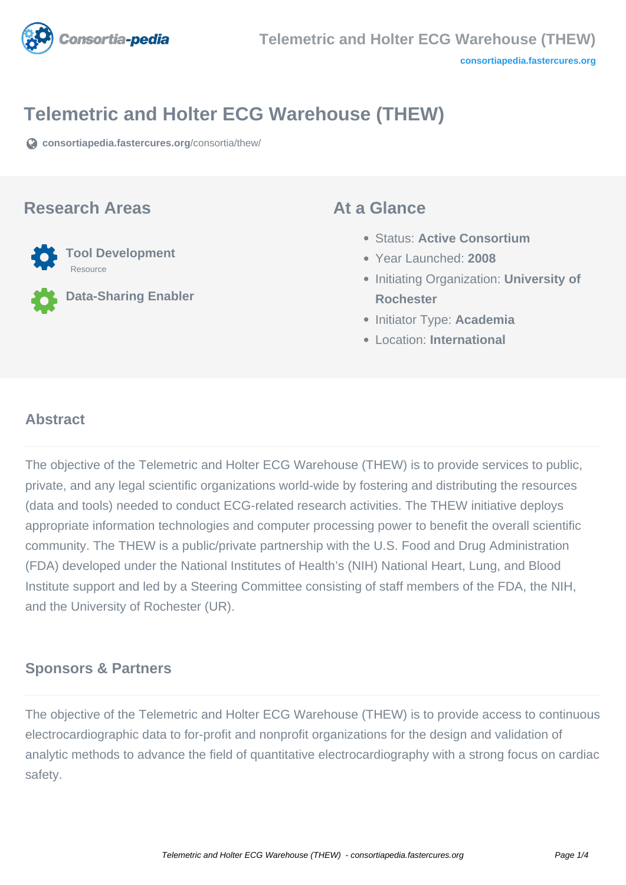# Telemetric and Holter ECG Warehouse (THEW)

**consortiapedia.fastercures.org**/consortia/thew/

## Research Areas

**Tool Development**
Resource

**Data-Sharing Enabler**

## At a Glance

- Status: **Active Consortium**
- Year Launched: **2008**
- Initiating Organization: **University of Rochester**
- Initiator Type: **Academia**
- Location: **International**

## Abstract

The objective of the Telemetric and Holter ECG Warehouse (THEW) is to provide services to public, private, and any legal scientific organizations world-wide by fostering and distributing the resources (data and tools) needed to conduct ECG-related research activities. The THEW initiative deploys appropriate information technologies and computer processing power to benefit the overall scientific community. The THEW is a public/private partnership with the U.S. Food and Drug Administration (FDA) developed under the National Institutes of Health's (NIH) National Heart, Lung, and Blood Institute support and led by a Steering Committee consisting of staff members of the FDA, the NIH, and the University of Rochester (UR).

## Sponsors & Partners

The objective of the Telemetric and Holter ECG Warehouse (THEW) is to provide access to continuous electrocardiographic data to for-profit and nonprofit organizations for the design and validation of analytic methods to advance the field of quantitative electrocardiography with a strong focus on cardiac safety.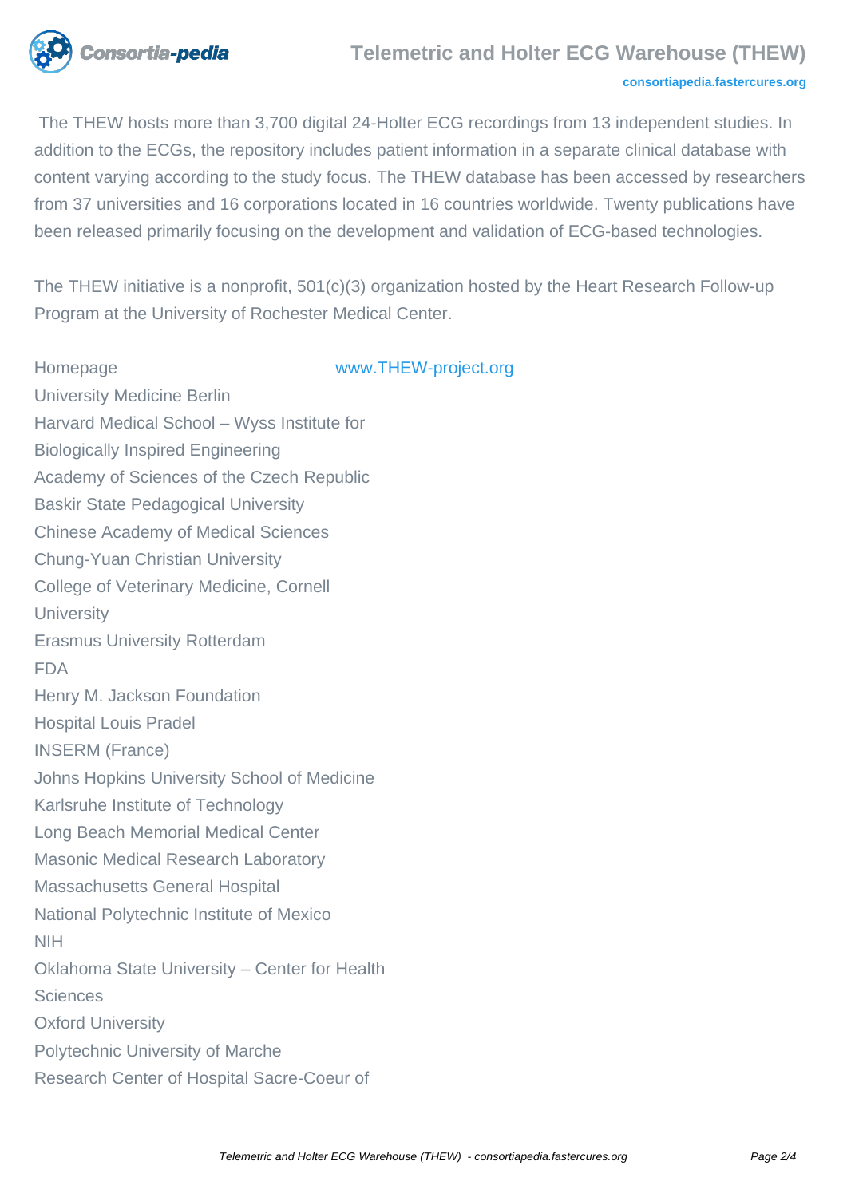The THEW hosts more than 3,700 digital 24-Holter ECG recordings from 13 independent studies. In addition to the ECGs, the repository includes patient information in a separate clinical database with content varying according to the study focus. The THEW database has been accessed by researchers from 37 universities and 16 corporations located in 16 countries worldwide. Twenty publications have been released primarily focusing on the development and validation of ECG-based technologies.

The THEW initiative is a nonprofit, 501(c)(3) organization hosted by the Heart Research Follow-up Program at the University of Rochester Medical Center.

| | |
|---|---|
| Homepage | www.THEW-project.org |

University Medicine Berlin
Harvard Medical School – Wyss Institute for Biologically Inspired Engineering
Academy of Sciences of the Czech Republic
Baskir State Pedagogical University
Chinese Academy of Medical Sciences
Chung-Yuan Christian University
College of Veterinary Medicine, Cornell University
Erasmus University Rotterdam
FDA
Henry M. Jackson Foundation
Hospital Louis Pradel
INSERM (France)
Johns Hopkins University School of Medicine
Karlsruhe Institute of Technology
Long Beach Memorial Medical Center
Masonic Medical Research Laboratory
Massachusetts General Hospital
National Polytechnic Institute of Mexico
NIH
Oklahoma State University – Center for Health Sciences
Oxford University
Polytechnic University of Marche
Research Center of Hospital Sacre-Coeur of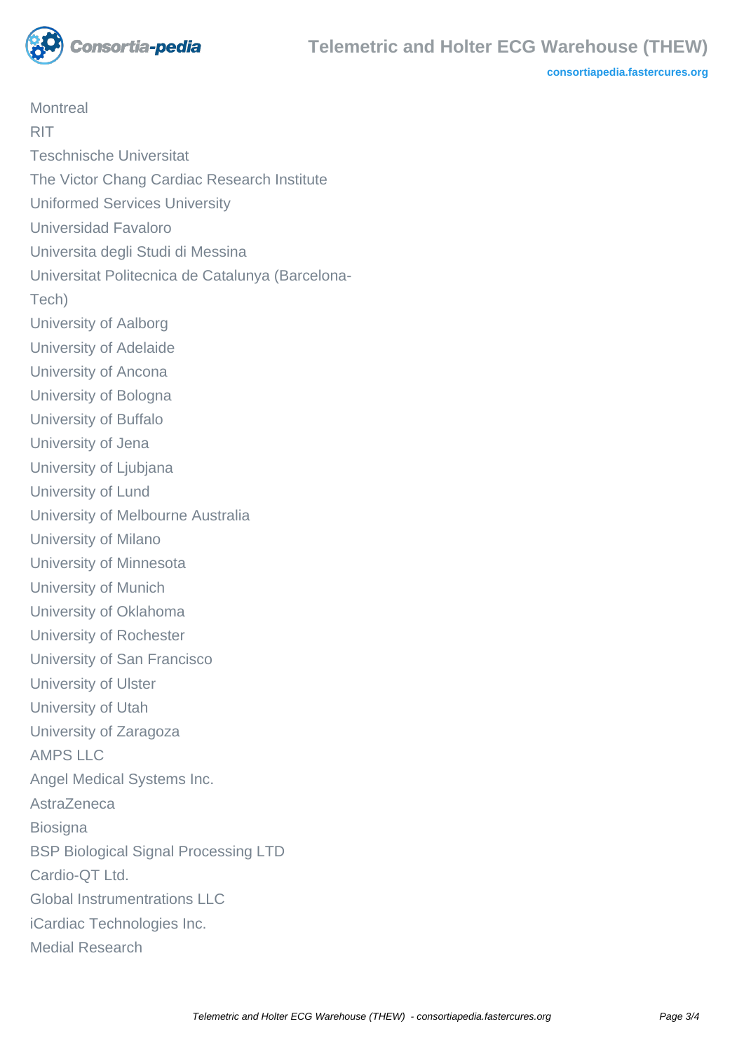Montreal
RIT
Teschnische Universitat
The Victor Chang Cardiac Research Institute
Uniformed Services University
Universidad Favaloro
Universita degli Studi di Messina
Universitat Politecnica de Catalunya (Barcelona-Tech)
University of Aalborg
University of Adelaide
University of Ancona
University of Bologna
University of Buffalo
University of Jena
University of Ljubjana
University of Lund
University of Melbourne Australia
University of Milano
University of Minnesota
University of Munich
University of Oklahoma
University of Rochester
University of San Francisco
University of Ulster
University of Utah
University of Zaragoza
AMPS LLC
Angel Medical Systems Inc.
AstraZeneca
Biosigna
BSP Biological Signal Processing LTD
Cardio-QT Ltd.
Global Instrumentrations LLC
iCardiac Technologies Inc.
Medial Research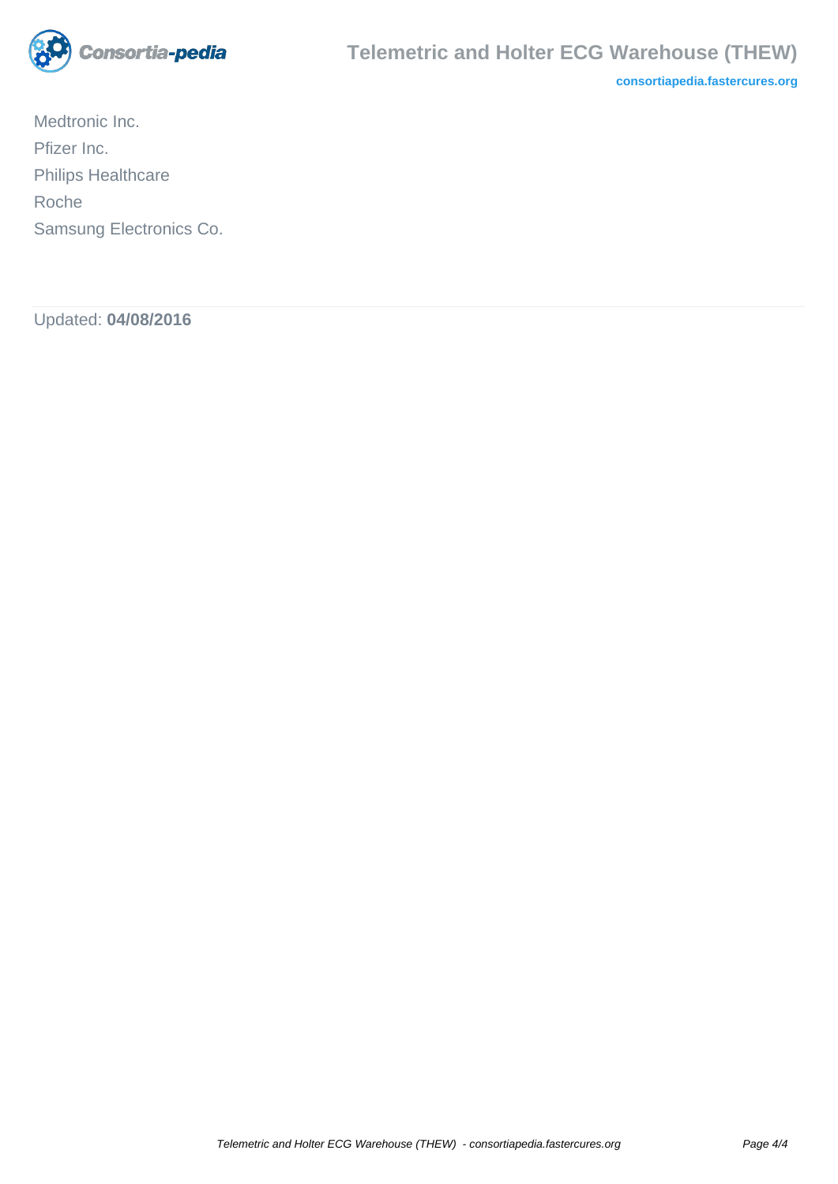Medtronic Inc.

Pfizer Inc.

Philips Healthcare

Roche

Samsung Electronics Co.

---

Updated: **04/08/2016**